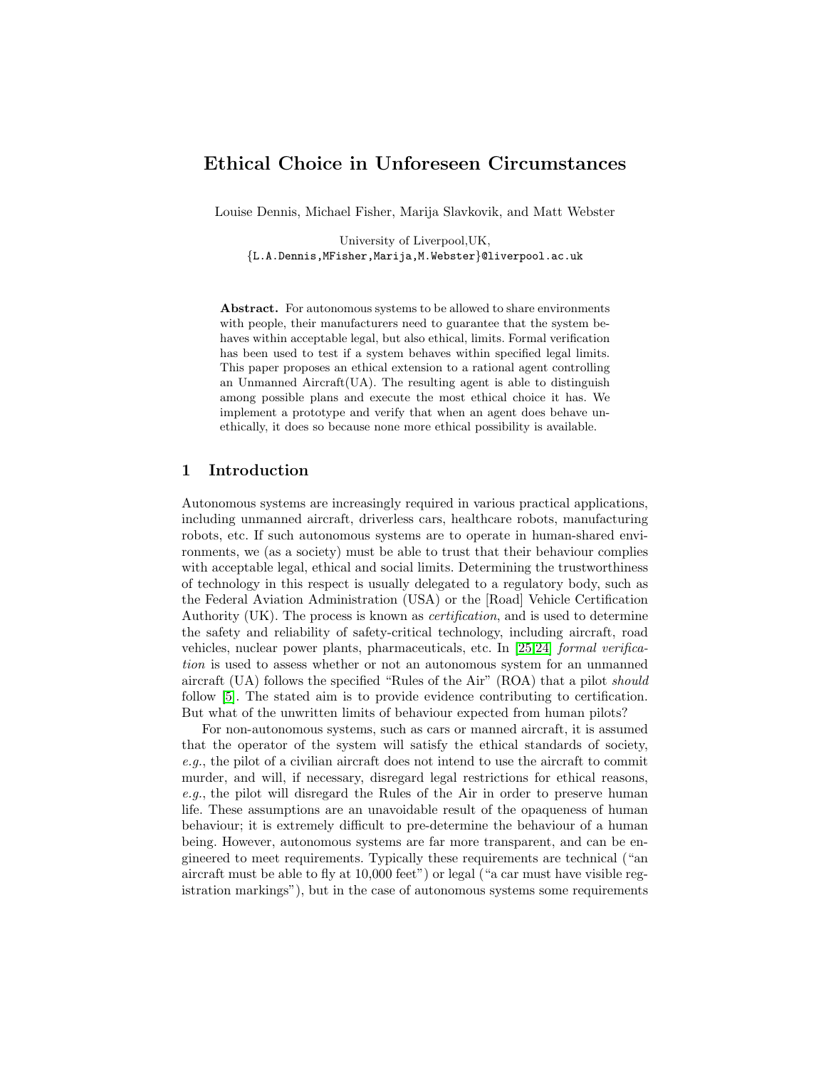# Ethical Choice in Unforeseen Circumstances

Louise Dennis, Michael Fisher, Marija Slavkovik, and Matt Webster

University of Liverpool,UK,
{L.A.Dennis,MFisher,Marija,M.Webster}@liverpool.ac.uk

**Abstract.** For autonomous systems to be allowed to share environments with people, their manufacturers need to guarantee that the system behaves within acceptable legal, but also ethical, limits. Formal verification has been used to test if a system behaves within specified legal limits. This paper proposes an ethical extension to a rational agent controlling an Unmanned Aircraft(UA). The resulting agent is able to distinguish among possible plans and execute the most ethical choice it has. We implement a prototype and verify that when an agent does behave unethically, it does so because none more ethical possibility is available.

## 1 Introduction

Autonomous systems are increasingly required in various practical applications, including unmanned aircraft, driverless cars, healthcare robots, manufacturing robots, etc. If such autonomous systems are to operate in human-shared environments, we (as a society) must be able to trust that their behaviour complies with acceptable legal, ethical and social limits. Determining the trustworthiness of technology in this respect is usually delegated to a regulatory body, such as the Federal Aviation Administration (USA) or the [Road] Vehicle Certification Authority (UK). The process is known as *certification*, and is used to determine the safety and reliability of safety-critical technology, including aircraft, road vehicles, nuclear power plants, pharmaceuticals, etc. In [25,24] *formal verification* is used to assess whether or not an autonomous system for an unmanned aircraft (UA) follows the specified "Rules of the Air" (ROA) that a pilot *should* follow [5]. The stated aim is to provide evidence contributing to certification. But what of the unwritten limits of behaviour expected from human pilots?

For non-autonomous systems, such as cars or manned aircraft, it is assumed that the operator of the system will satisfy the ethical standards of society, *e.g.*, the pilot of a civilian aircraft does not intend to use the aircraft to commit murder, and will, if necessary, disregard legal restrictions for ethical reasons, *e.g.*, the pilot will disregard the Rules of the Air in order to preserve human life. These assumptions are an unavoidable result of the opaqueness of human behaviour; it is extremely difficult to pre-determine the behaviour of a human being. However, autonomous systems are far more transparent, and can be engineered to meet requirements. Typically these requirements are technical ("an aircraft must be able to fly at 10,000 feet") or legal ("a car must have visible registration markings"), but in the case of autonomous systems some requirements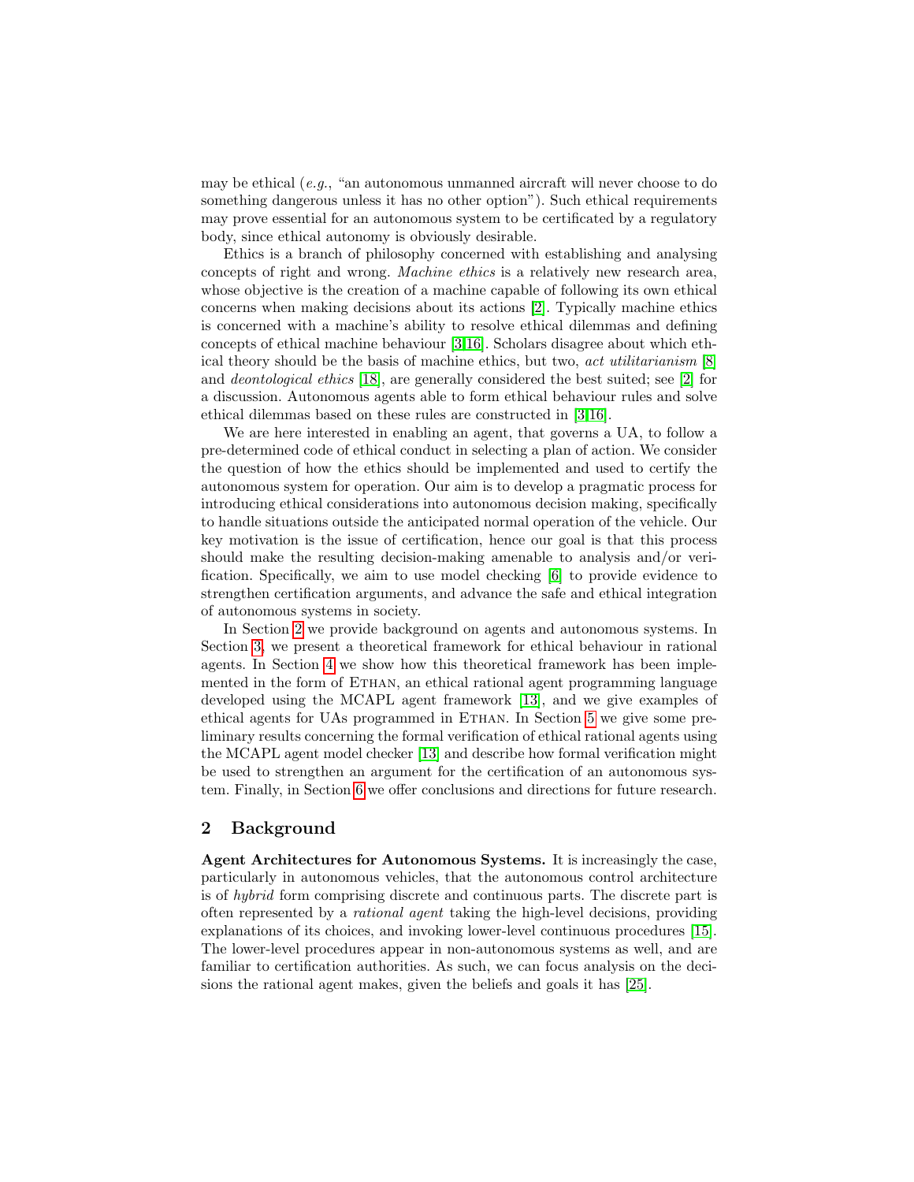may be ethical (*e.g.*, "an autonomous unmanned aircraft will never choose to do something dangerous unless it has no other option"). Such ethical requirements may prove essential for an autonomous system to be certificated by a regulatory body, since ethical autonomy is obviously desirable.

Ethics is a branch of philosophy concerned with establishing and analysing concepts of right and wrong. *Machine ethics* is a relatively new research area, whose objective is the creation of a machine capable of following its own ethical concerns when making decisions about its actions [2]. Typically machine ethics is concerned with a machine's ability to resolve ethical dilemmas and defining concepts of ethical machine behaviour [3,16]. Scholars disagree about which ethical theory should be the basis of machine ethics, but two, *act utilitarianism* [8] and *deontological ethics* [18], are generally considered the best suited; see [2] for a discussion. Autonomous agents able to form ethical behaviour rules and solve ethical dilemmas based on these rules are constructed in [3,16].

We are here interested in enabling an agent, that governs a UA, to follow a pre-determined code of ethical conduct in selecting a plan of action. We consider the question of how the ethics should be implemented and used to certify the autonomous system for operation. Our aim is to develop a pragmatic process for introducing ethical considerations into autonomous decision making, specifically to handle situations outside the anticipated normal operation of the vehicle. Our key motivation is the issue of certification, hence our goal is that this process should make the resulting decision-making amenable to analysis and/or verification. Specifically, we aim to use model checking [6] to provide evidence to strengthen certification arguments, and advance the safe and ethical integration of autonomous systems in society.

In Section 2 we provide background on agents and autonomous systems. In Section 3, we present a theoretical framework for ethical behaviour in rational agents. In Section 4 we show how this theoretical framework has been implemented in the form of Ethan, an ethical rational agent programming language developed using the MCAPL agent framework [13], and we give examples of ethical agents for UAs programmed in Ethan. In Section 5 we give some preliminary results concerning the formal verification of ethical rational agents using the MCAPL agent model checker [13] and describe how formal verification might be used to strengthen an argument for the certification of an autonomous system. Finally, in Section 6 we offer conclusions and directions for future research.

## 2 Background

**Agent Architectures for Autonomous Systems.** It is increasingly the case, particularly in autonomous vehicles, that the autonomous control architecture is of *hybrid* form comprising discrete and continuous parts. The discrete part is often represented by a *rational agent* taking the high-level decisions, providing explanations of its choices, and invoking lower-level continuous procedures [15]. The lower-level procedures appear in non-autonomous systems as well, and are familiar to certification authorities. As such, we can focus analysis on the decisions the rational agent makes, given the beliefs and goals it has [25].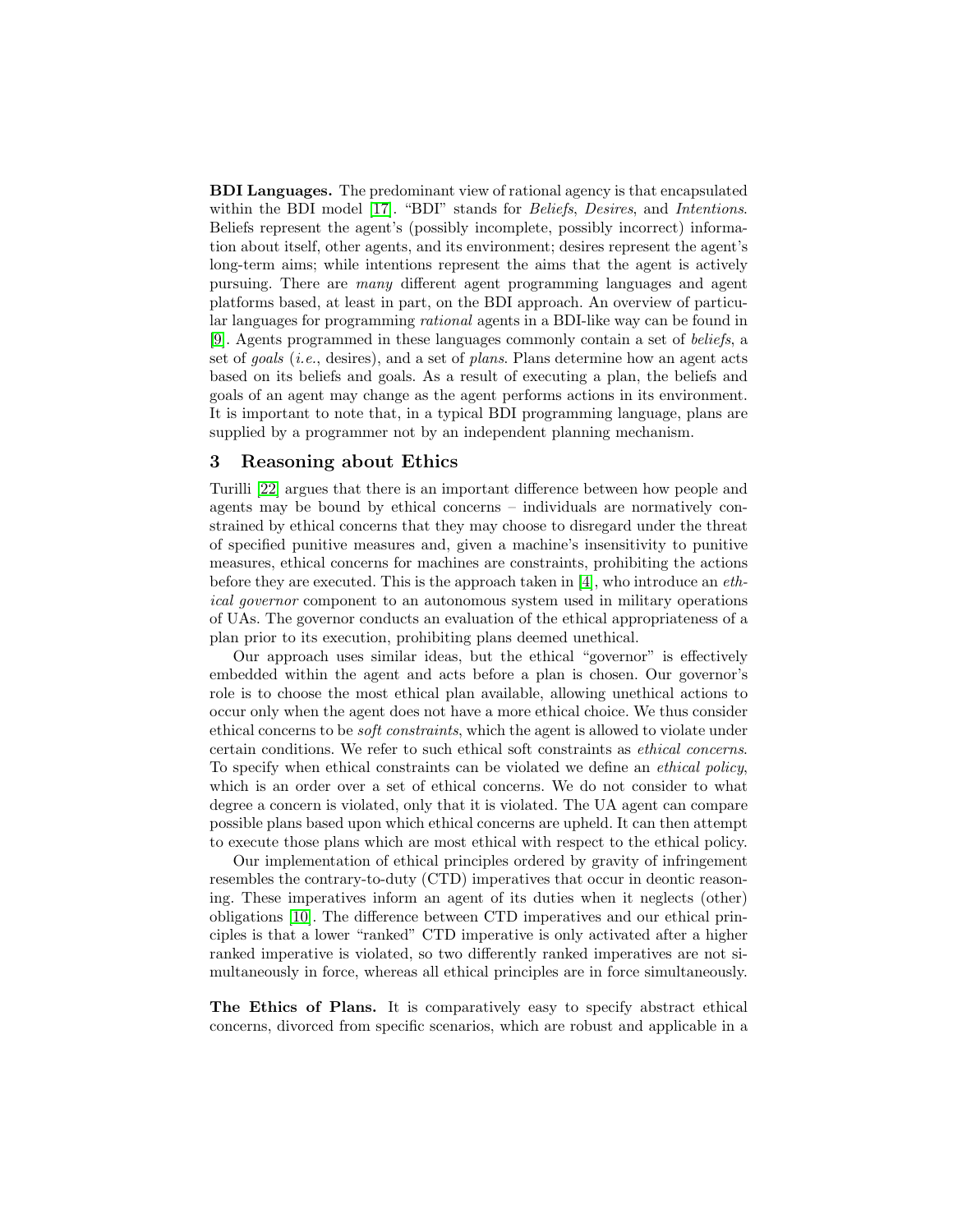**BDI Languages.** The predominant view of rational agency is that encapsulated within the BDI model [17]. "BDI" stands for *Beliefs*, *Desires*, and *Intentions*. Beliefs represent the agent's (possibly incomplete, possibly incorrect) information about itself, other agents, and its environment; desires represent the agent's long-term aims; while intentions represent the aims that the agent is actively pursuing. There are *many* different agent programming languages and agent platforms based, at least in part, on the BDI approach. An overview of particular languages for programming *rational* agents in a BDI-like way can be found in [9]. Agents programmed in these languages commonly contain a set of *beliefs*, a set of *goals* (*i.e.*, desires), and a set of *plans*. Plans determine how an agent acts based on its beliefs and goals. As a result of executing a plan, the beliefs and goals of an agent may change as the agent performs actions in its environment. It is important to note that, in a typical BDI programming language, plans are supplied by a programmer not by an independent planning mechanism.

## 3 Reasoning about Ethics

Turilli [22] argues that there is an important difference between how people and agents may be bound by ethical concerns – individuals are normatively constrained by ethical concerns that they may choose to disregard under the threat of specified punitive measures and, given a machine's insensitivity to punitive measures, ethical concerns for machines are constraints, prohibiting the actions before they are executed. This is the approach taken in [4], who introduce an *ethical governor* component to an autonomous system used in military operations of UAs. The governor conducts an evaluation of the ethical appropriateness of a plan prior to its execution, prohibiting plans deemed unethical.

Our approach uses similar ideas, but the ethical "governor" is effectively embedded within the agent and acts before a plan is chosen. Our governor's role is to choose the most ethical plan available, allowing unethical actions to occur only when the agent does not have a more ethical choice. We thus consider ethical concerns to be *soft constraints*, which the agent is allowed to violate under certain conditions. We refer to such ethical soft constraints as *ethical concerns*. To specify when ethical constraints can be violated we define an *ethical policy*, which is an order over a set of ethical concerns. We do not consider to what degree a concern is violated, only that it is violated. The UA agent can compare possible plans based upon which ethical concerns are upheld. It can then attempt to execute those plans which are most ethical with respect to the ethical policy.

Our implementation of ethical principles ordered by gravity of infringement resembles the contrary-to-duty (CTD) imperatives that occur in deontic reasoning. These imperatives inform an agent of its duties when it neglects (other) obligations [10]. The difference between CTD imperatives and our ethical principles is that a lower "ranked" CTD imperative is only activated after a higher ranked imperative is violated, so two differently ranked imperatives are not simultaneously in force, whereas all ethical principles are in force simultaneously.

**The Ethics of Plans.** It is comparatively easy to specify abstract ethical concerns, divorced from specific scenarios, which are robust and applicable in a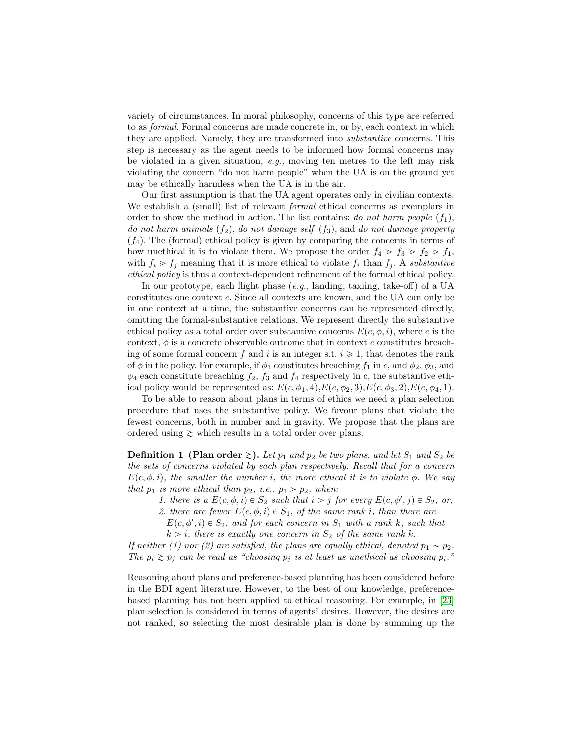variety of circumstances. In moral philosophy, concerns of this type are referred to as *formal*. Formal concerns are made concrete in, or by, each context in which they are applied. Namely, they are transformed into *substantive* concerns. This step is necessary as the agent needs to be informed how formal concerns may be violated in a given situation, *e.g.,* moving ten metres to the left may risk violating the concern "do not harm people" when the UA is on the ground yet may be ethically harmless when the UA is in the air.

Our first assumption is that the UA agent operates only in civilian contexts. We establish a (small) list of relevant *formal* ethical concerns as exemplars in order to show the method in action. The list contains: *do not harm people* ($f_1$), *do not harm animals* ($f_2$), *do not damage self* ($f_3$), and *do not damage property* ($f_4$). The (formal) ethical policy is given by comparing the concerns in terms of how unethical it is to violate them. We propose the order $f_4 \gtrdot f_3 \gtrdot f_2 \gtrdot f_1$, with $f_i \gtrdot f_j$ meaning that it is more ethical to violate $f_i$ than $f_j$. A *substantive ethical policy* is thus a context-dependent refinement of the formal ethical policy.

In our prototype, each flight phase (*e.g.*, landing, taxiing, take-off) of a UA constitutes one context $c$. Since all contexts are known, and the UA can only be in one context at a time, the substantive concerns can be represented directly, omitting the formal-substantive relations. We represent directly the substantive ethical policy as a total order over substantive concerns $E(c, \phi, i)$, where $c$ is the context, $\phi$ is a concrete observable outcome that in context $c$ constitutes breaching of some formal concern $f$ and $i$ is an integer s.t. $i \geqslant 1$, that denotes the rank of $\phi$ in the policy. For example, if $\phi_1$ constitutes breaching $f_1$ in $c$, and $\phi_2$, $\phi_3$, and $\phi_4$ each constitute breaching $f_2$, $f_3$ and $f_4$ respectively in c, the substantive ethical policy would be represented as: $E(c, \phi_1, 4)$,$E(c, \phi_2, 3)$,$E(c, \phi_3, 2)$,$E(c, \phi_4, 1)$.

To be able to reason about plans in terms of ethics we need a plan selection procedure that uses the substantive policy. We favour plans that violate the fewest concerns, both in number and in gravity. We propose that the plans are ordered using $\gtrsim$ which results in a total order over plans.

**Definition 1 (Plan order $\gtrsim$).** *Let $p_1$ and $p_2$ be two plans, and let $S_1$ and $S_2$ be the sets of concerns violated by each plan respectively. Recall that for a concern $E(c, \phi, i)$, the smaller the number $i$, the more ethical it is to violate $\phi$. We say that $p_1$ is more ethical than $p_2$, i.e., $p_1 \succ p_2$, when:*

1. *there is a $E(c, \phi, i) \in S_2$ such that $i > j$ for every $E(c, \phi', j) \in S_2$, or,*
2. *there are fewer $E(c, \phi, i) \in S_1$, of the same rank $i$, than there are $E(c, \phi', i) \in S_2$, and for each concern in $S_1$ with a rank $k$, such that $k > i$, there is exactly one concern in $S_2$ of the same rank $k$.*

*If neither (1) nor (2) are satisfied, the plans are equally ethical, denoted $p_1 \sim p_2$. The $p_i \gtrsim p_j$ can be read as "choosing $p_j$ is at least as unethical as choosing $p_i$."*

Reasoning about plans and preference-based planning has been considered before in the BDI agent literature. However, to the best of our knowledge, preference-based planning has not been applied to ethical reasoning. For example, in [23] plan selection is considered in terms of agents' desires. However, the desires are not ranked, so selecting the most desirable plan is done by summing up the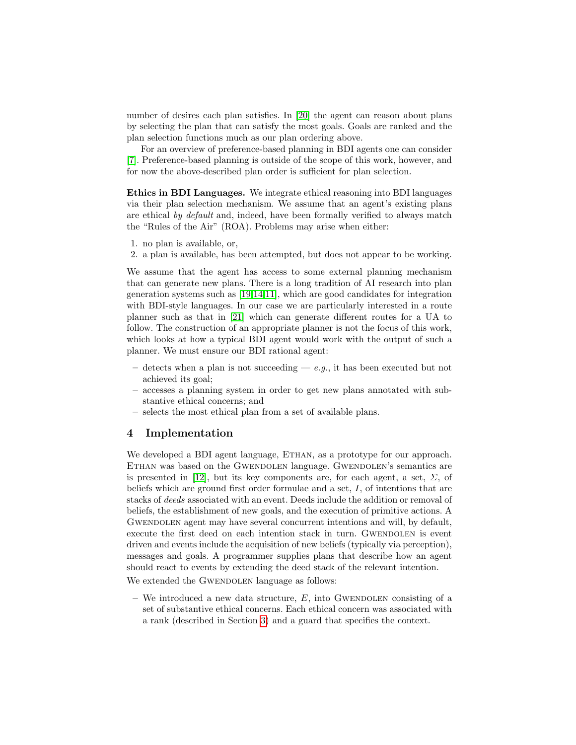number of desires each plan satisfies. In [20] the agent can reason about plans by selecting the plan that can satisfy the most goals. Goals are ranked and the plan selection functions much as our plan ordering above.

For an overview of preference-based planning in BDI agents one can consider [7]. Preference-based planning is outside of the scope of this work, however, and for now the above-described plan order is sufficient for plan selection.

**Ethics in BDI Languages.** We integrate ethical reasoning into BDI languages via their plan selection mechanism. We assume that an agent's existing plans are ethical *by default* and, indeed, have been formally verified to always match the "Rules of the Air" (ROA). Problems may arise when either:

1. no plan is available, or,
2. a plan is available, has been attempted, but does not appear to be working.

We assume that the agent has access to some external planning mechanism that can generate new plans. There is a long tradition of AI research into plan generation systems such as [19,14,11], which are good candidates for integration with BDI-style languages. In our case we are particularly interested in a route planner such as that in [21] which can generate different routes for a UA to follow. The construction of an appropriate planner is not the focus of this work, which looks at how a typical BDI agent would work with the output of such a planner. We must ensure our BDI rational agent:

- detects when a plan is not succeeding — *e.g.*, it has been executed but not achieved its goal;
- accesses a planning system in order to get new plans annotated with substantive ethical concerns; and
- selects the most ethical plan from a set of available plans.

## 4 Implementation

We developed a BDI agent language, Ethan, as a prototype for our approach. Ethan was based on the Gwendolen language. Gwendolen's semantics are is presented in [12], but its key components are, for each agent, a set, $\Sigma$, of beliefs which are ground first order formulae and a set, $I$, of intentions that are stacks of *deeds* associated with an event. Deeds include the addition or removal of beliefs, the establishment of new goals, and the execution of primitive actions. A Gwendolen agent may have several concurrent intentions and will, by default, execute the first deed on each intention stack in turn. Gwendolen is event driven and events include the acquisition of new beliefs (typically via perception), messages and goals. A programmer supplies plans that describe how an agent should react to events by extending the deed stack of the relevant intention.

We extended the Gwendolen language as follows:

- We introduced a new data structure, $E$, into Gwendolen consisting of a set of substantive ethical concerns. Each ethical concern was associated with a rank (described in Section 3) and a guard that specifies the context.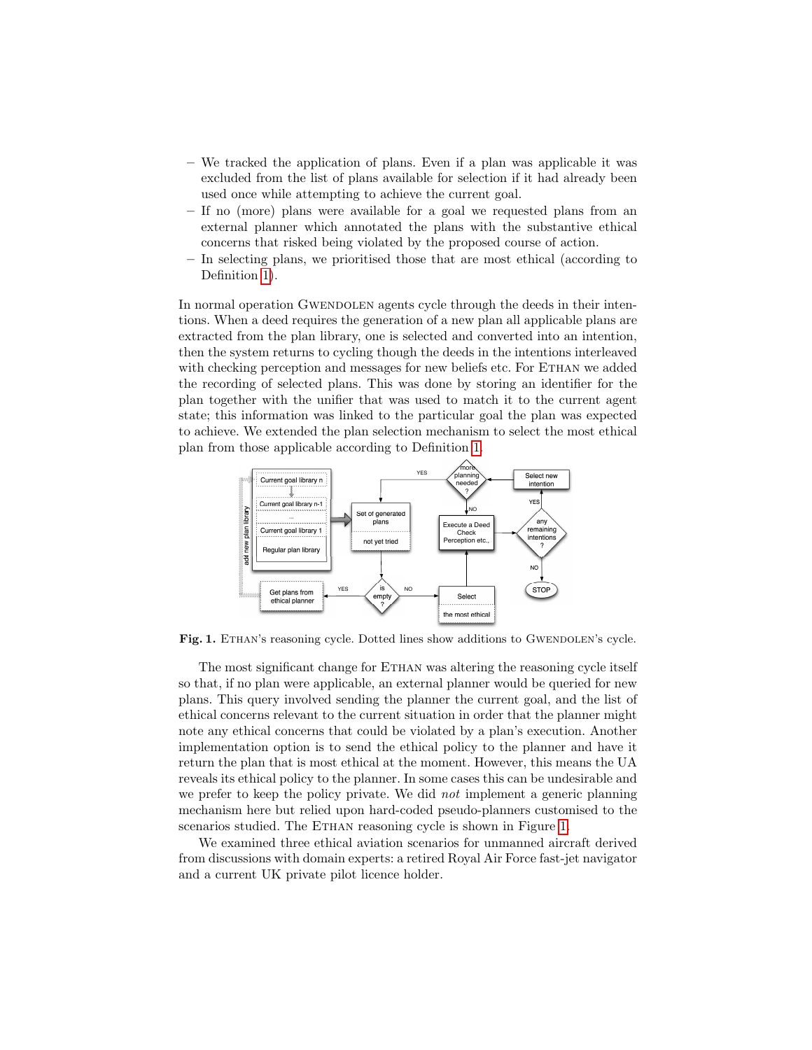- We tracked the application of plans. Even if a plan was applicable it was excluded from the list of plans available for selection if it had already been used once while attempting to achieve the current goal.
- If no (more) plans were available for a goal we requested plans from an external planner which annotated the plans with the substantive ethical concerns that risked being violated by the proposed course of action.
- In selecting plans, we prioritised those that are most ethical (according to Definition 1).

In normal operation GWENDOLEN agents cycle through the deeds in their intentions. When a deed requires the generation of a new plan all applicable plans are extracted from the plan library, one is selected and converted into an intention, then the system returns to cycling though the deeds in the intentions interleaved with checking perception and messages for new beliefs etc. For ETHAN we added the recording of selected plans. This was done by storing an identifier for the plan together with the unifier that was used to match it to the current agent state; this information was linked to the particular goal the plan was expected to achieve. We extended the plan selection mechanism to select the most ethical plan from those applicable according to Definition 1.

**Fig. 1.** ETHAN's reasoning cycle. Dotted lines show additions to GWENDOLEN's cycle.

The most significant change for ETHAN was altering the reasoning cycle itself so that, if no plan were applicable, an external planner would be queried for new plans. This query involved sending the planner the current goal, and the list of ethical concerns relevant to the current situation in order that the planner might note any ethical concerns that could be violated by a plan's execution. Another implementation option is to send the ethical policy to the planner and have it return the plan that is most ethical at the moment. However, this means the UA reveals its ethical policy to the planner. In some cases this can be undesirable and we prefer to keep the policy private. We did *not* implement a generic planning mechanism here but relied upon hard-coded pseudo-planners customised to the scenarios studied. The ETHAN reasoning cycle is shown in Figure 1.

We examined three ethical aviation scenarios for unmanned aircraft derived from discussions with domain experts: a retired Royal Air Force fast-jet navigator and a current UK private pilot licence holder.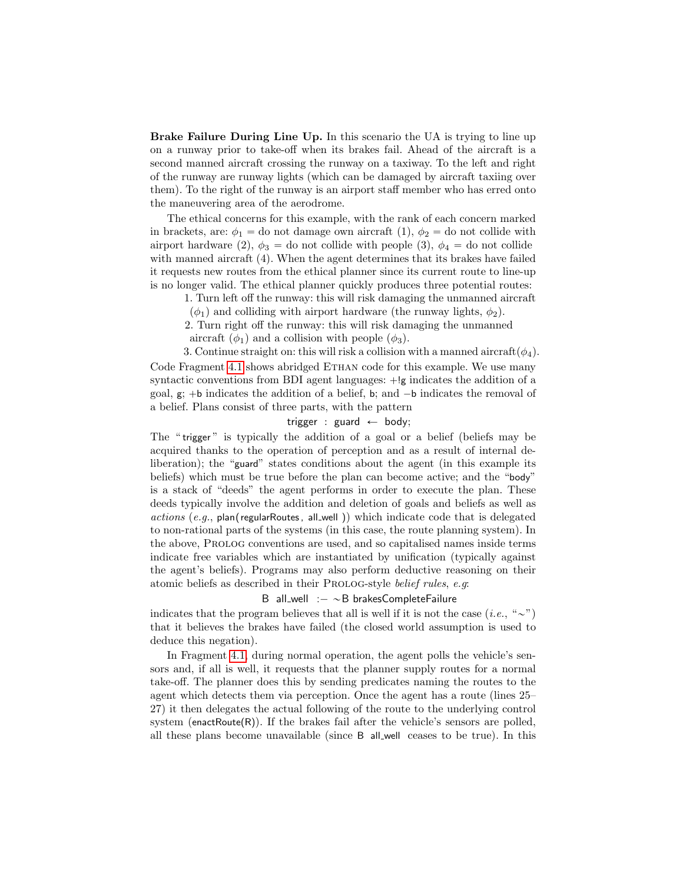**Brake Failure During Line Up.** In this scenario the UA is trying to line up on a runway prior to take-off when its brakes fail. Ahead of the aircraft is a second manned aircraft crossing the runway on a taxiway. To the left and right of the runway are runway lights (which can be damaged by aircraft taxiing over them). To the right of the runway is an airport staff member who has erred onto the maneuvering area of the aerodrome.

The ethical concerns for this example, with the rank of each concern marked in brackets, are: $\phi_1$ = do not damage own aircraft (1), $\phi_2$ = do not collide with airport hardware (2), $\phi_3$ = do not collide with people (3), $\phi_4$ = do not collide with manned aircraft (4). When the agent determines that its brakes have failed it requests new routes from the ethical planner since its current route to line-up is no longer valid. The ethical planner quickly produces three potential routes:

1. Turn left off the runway: this will risk damaging the unmanned aircraft ($\phi_1$) and colliding with airport hardware (the runway lights, $\phi_2$).
2. Turn right off the runway: this will risk damaging the unmanned aircraft ($\phi_1$) and a collision with people ($\phi_3$).
3. Continue straight on: this will risk a collision with a manned aircraft($\phi_4$).

Code Fragment 4.1 shows abridged Ethan code for this example. We use many syntactic conventions from BDI agent languages: +!g indicates the addition of a goal, g; +b indicates the addition of a belief, b; and −b indicates the removal of a belief. Plans consist of three parts, with the pattern

trigger : guard ← body;

The "trigger" is typically the addition of a goal or a belief (beliefs may be acquired thanks to the operation of perception and as a result of internal deliberation); the "guard" states conditions about the agent (in this example its beliefs) which must be true before the plan can become active; and the "body" is a stack of "deeds" the agent performs in order to execute the plan. These deeds typically involve the addition and deletion of goals and beliefs as well as *actions* (*e.g.*, plan(regularRoutes, all_well)) which indicate code that is delegated to non-rational parts of the systems (in this case, the route planning system). In the above, Prolog conventions are used, and so capitalised names inside terms indicate free variables which are instantiated by unification (typically against the agent's beliefs). Programs may also perform deductive reasoning on their atomic beliefs as described in their Prolog-style *belief rules*, *e.g*:

B all_well :− ∼B brakesCompleteFailure

indicates that the program believes that all is well if it is not the case (*i.e.*, "∼") that it believes the brakes have failed (the closed world assumption is used to deduce this negation).

In Fragment 4.1, during normal operation, the agent polls the vehicle's sensors and, if all is well, it requests that the planner supply routes for a normal take-off. The planner does this by sending predicates naming the routes to the agent which detects them via perception. Once the agent has a route (lines 25–27) it then delegates the actual following of the route to the underlying control system (enactRoute(R)). If the brakes fail after the vehicle's sensors are polled, all these plans become unavailable (since B all_well ceases to be true). In this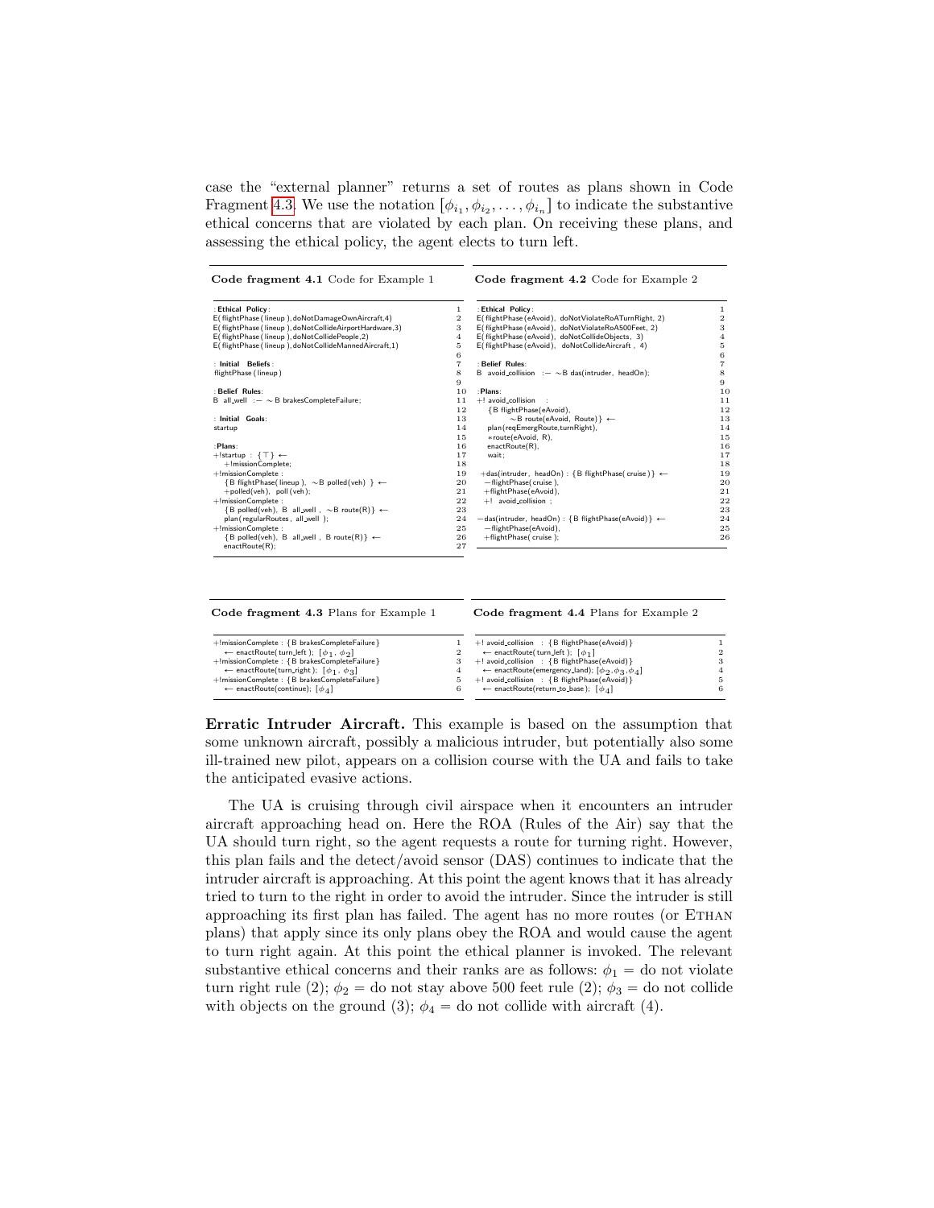case the "external planner" returns a set of routes as plans shown in Code Fragment 4.3. We use the notation $[\phi_{i_1}, \phi_{i_2}, \ldots, \phi_{i_n}]$ to indicate the substantive ethical concerns that are violated by each plan. On receiving these plans, and assessing the ethical policy, the agent elects to turn left.

**Code fragment 4.1** Code for Example 1

```
:Ethical Policy:                                                    1
E(flightPhase(lineup),doNotDamageOwnAircraft,4)                     2
E(flightPhase(lineup),doNotCollideAirportHardware,3)                3
E(flightPhase(lineup),doNotCollidePeople,2)                         4
E(flightPhase(lineup),doNotCollideMannedAircraft,1)                 5
                                                                    6
:Initial Beliefs:                                                   7
flightPhase(lineup)                                                 8
                                                                    9
:Belief Rules:                                                      10
B all_well :- ~B brakesCompleteFailure;                             11
                                                                    12
:Initial Goals:                                                     13
startup                                                             14
                                                                    15
:Plans:                                                             16
+!startup : {⊤} <-                                                  17
   +!missionComplete;                                               18
+!missionComplete :                                                 19
   {B flightPhase(lineup), ~B polled(veh) } <-                      20
   +polled(veh), poll(veh);                                         21
+!missionComplete :                                                 22
   {B polled(veh), B all_well, ~B route(R)} <-                      23
   plan(regularRoutes, all_well);                                   24
+!missionComplete :                                                 25
   {B polled(veh), B all_well, B route(R)} <-                       26
   enactRoute(R);                                                   27
```

**Code fragment 4.2** Code for Example 2

```
:Ethical Policy:                                                    1
E(flightPhase(eAvoid), doNotViolateRoATurnRight, 2)                 2
E(flightPhase(eAvoid), doNotViolateRoA500Feet, 2)                   3
E(flightPhase(eAvoid), doNotCollideObjects, 3)                      4
E(flightPhase(eAvoid), doNotCollideAircraft, 4)                     5
                                                                    6
:Belief Rules:                                                      7
B avoid_collision :- ~B das(intruder, headOn);                      8
                                                                    9
:Plans:                                                             10
+! avoid_collision :                                                11
   {B flightPhase(eAvoid),                                          12
      ~B route(eAvoid, Route)} <-                                   13
   plan(reqEmergRoute,turnRight),                                   14
   *route(eAvoid, R),                                               15
   enactRoute(R),                                                   16
   wait;                                                            17
                                                                    18
+das(intruder, headOn) : {B flightPhase(cruise)} <-                 19
   -flightPhase(cruise),                                            20
   +flightPhase(eAvoid),                                            21
   +! avoid_collision;                                              22
                                                                    23
-das(intruder, headOn) : {B flightPhase(eAvoid)} <-                 24
   -flightPhase(eAvoid),                                            25
   +flightPhase(cruise);                                            26
```

**Code fragment 4.3** Plans for Example 1

```
+!missionComplete : {B brakesCompleteFailure}                       1
   <- enactRoute(turn_left); [φ1, φ2]                               2
+!missionComplete : {B brakesCompleteFailure}                       3
   <- enactRoute(turn_right); [φ1, φ3]                              4
+!missionComplete : {B brakesCompleteFailure}                       5
   <- enactRoute(continue); [φ4]                                    6
```

**Code fragment 4.4** Plans for Example 2

```
+! avoid_collision : {B flightPhase(eAvoid)}                        1
   <- enactRoute(turn_left); [φ1]                                   2
+! avoid_collision : {B flightPhase(eAvoid)}                        3
   <- enactRoute(emergency_land); [φ2,φ3,φ4]                        4
+! avoid_collision : {B flightPhase(eAvoid)}                        5
   <- enactRoute(return_to_base); [φ4]                              6
```

**Erratic Intruder Aircraft.** This example is based on the assumption that some unknown aircraft, possibly a malicious intruder, but potentially also some ill-trained new pilot, appears on a collision course with the UA and fails to take the anticipated evasive actions.

The UA is cruising through civil airspace when it encounters an intruder aircraft approaching head on. Here the ROA (Rules of the Air) say that the UA should turn right, so the agent requests a route for turning right. However, this plan fails and the detect/avoid sensor (DAS) continues to indicate that the intruder aircraft is approaching. At this point the agent knows that it has already tried to turn to the right in order to avoid the intruder. Since the intruder is still approaching its first plan has failed. The agent has no more routes (or ETHAN plans) that apply since its only plans obey the ROA and would cause the agent to turn right again. At this point the ethical planner is invoked. The relevant substantive ethical concerns and their ranks are as follows: $\phi_1$ = do not violate turn right rule (2); $\phi_2$ = do not stay above 500 feet rule (2); $\phi_3$ = do not collide with objects on the ground (3); $\phi_4$ = do not collide with aircraft (4).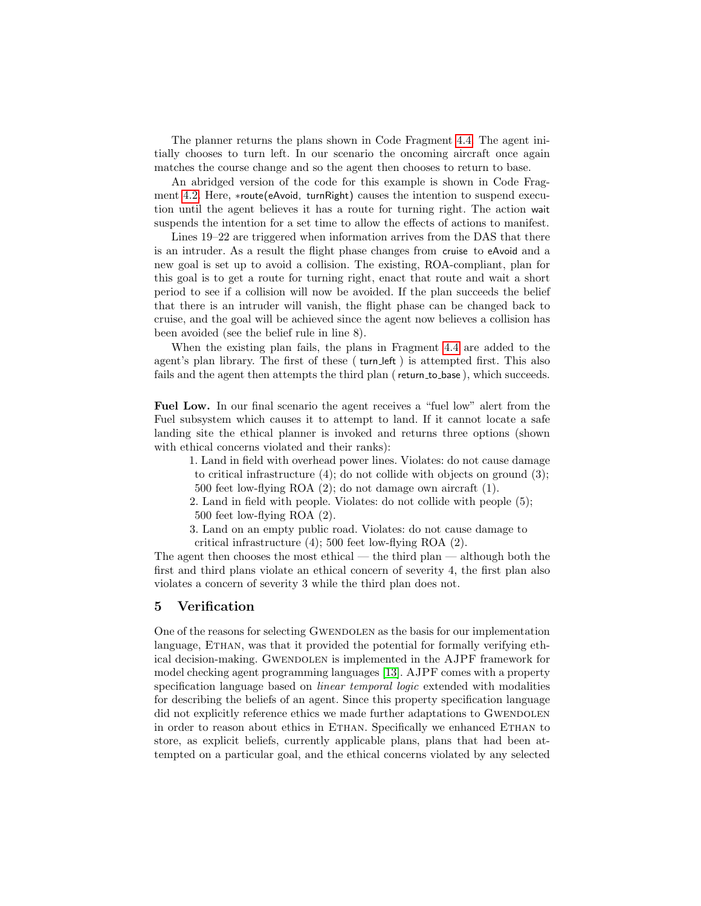The planner returns the plans shown in Code Fragment 4.4. The agent initially chooses to turn left. In our scenario the oncoming aircraft once again matches the course change and so the agent then chooses to return to base.

An abridged version of the code for this example is shown in Code Fragment 4.2. Here, ∗route(eAvoid, turnRight) causes the intention to suspend execution until the agent believes it has a route for turning right. The action wait suspends the intention for a set time to allow the effects of actions to manifest.

Lines 19–22 are triggered when information arrives from the DAS that there is an intruder. As a result the flight phase changes from cruise to eAvoid and a new goal is set up to avoid a collision. The existing, ROA-compliant, plan for this goal is to get a route for turning right, enact that route and wait a short period to see if a collision will now be avoided. If the plan succeeds the belief that there is an intruder will vanish, the flight phase can be changed back to cruise, and the goal will be achieved since the agent now believes a collision has been avoided (see the belief rule in line 8).

When the existing plan fails, the plans in Fragment 4.4 are added to the agent's plan library. The first of these ( turn_left ) is attempted first. This also fails and the agent then attempts the third plan ( return_to_base ), which succeeds.

**Fuel Low.** In our final scenario the agent receives a "fuel low" alert from the Fuel subsystem which causes it to attempt to land. If it cannot locate a safe landing site the ethical planner is invoked and returns three options (shown with ethical concerns violated and their ranks):

1. Land in field with overhead power lines. Violates: do not cause damage to critical infrastructure (4); do not collide with objects on ground (3); 500 feet low-flying ROA (2); do not damage own aircraft (1).
2. Land in field with people. Violates: do not collide with people (5); 500 feet low-flying ROA (2).
3. Land on an empty public road. Violates: do not cause damage to critical infrastructure (4); 500 feet low-flying ROA (2).

The agent then chooses the most ethical — the third plan — although both the first and third plans violate an ethical concern of severity 4, the first plan also violates a concern of severity 3 while the third plan does not.

## 5 Verification

One of the reasons for selecting Gwendolen as the basis for our implementation language, Ethan, was that it provided the potential for formally verifying ethical decision-making. Gwendolen is implemented in the AJPF framework for model checking agent programming languages [13]. AJPF comes with a property specification language based on *linear temporal logic* extended with modalities for describing the beliefs of an agent. Since this property specification language did not explicitly reference ethics we made further adaptations to Gwendolen in order to reason about ethics in Ethan. Specifically we enhanced Ethan to store, as explicit beliefs, currently applicable plans, plans that had been attempted on a particular goal, and the ethical concerns violated by any selected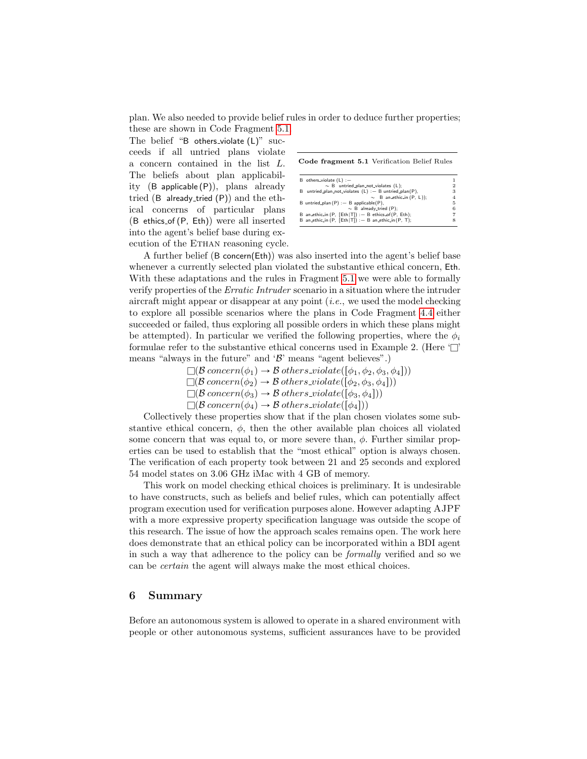plan. We also needed to provide belief rules in order to deduce further properties; these are shown in Code Fragment 5.1.

The belief "B others_violate (L)" succeeds if all untried plans violate a concern contained in the list $L$. The beliefs about plan applicability (B applicable (P)), plans already tried (B already_tried (P)) and the ethical concerns of particular plans (B ethics_of (P, Eth)) were all inserted into the agent's belief base during execution of the ETHAN reasoning cycle.

**Code fragment 5.1** Verification Belief Rules

```
B others_violate (L) :−                                        1
        ∼ B untried_plan_not_violates (L);                     2
B untried_plan_not_violates (L) :− B untried_plan(P),          3
                        ∼ B an_ethic_in (P, L));               4
B untried_plan (P) :− B applicable(P),                         5
                ∼ B already_tried (P);                         6
B an_ethic_in (P, [Eth|T]) :− B ethics_of(P, Eth);             7
B an_ethic_in (P, [Eth|T]) :− B an_ethic_in (P, T);            8
```

A further belief (B concern(Eth)) was also inserted into the agent's belief base whenever a currently selected plan violated the substantive ethical concern, Eth. With these adaptations and the rules in Fragment 5.1 we were able to formally verify properties of the *Erratic Intruder* scenario in a situation where the intruder aircraft might appear or disappear at any point (*i.e.*, we used the model checking to explore all possible scenarios where the plans in Code Fragment 4.4 either succeeded or failed, thus exploring all possible orders in which these plans might be attempted). In particular we verified the following properties, where the $\phi_i$ formulae refer to the substantive ethical concerns used in Example 2. (Here '$\Box$' means "always in the future" and '$\mathcal{B}$' means "agent believes".)

$$\Box(\mathcal{B}\, concern(\phi_1) \rightarrow \mathcal{B}\, others\_violate([\phi_1, \phi_2, \phi_3, \phi_4]))$$
$$\Box(\mathcal{B}\, concern(\phi_2) \rightarrow \mathcal{B}\, others\_violate([\phi_2, \phi_3, \phi_4]))$$
$$\Box(\mathcal{B}\, concern(\phi_3) \rightarrow \mathcal{B}\, others\_violate([\phi_3, \phi_4]))$$
$$\Box(\mathcal{B}\, concern(\phi_4) \rightarrow \mathcal{B}\, others\_violate([\phi_4]))$$

Collectively these properties show that if the plan chosen violates some substantive ethical concern, $\phi$, then the other available plan choices all violated some concern that was equal to, or more severe than, $\phi$. Further similar properties can be used to establish that the "most ethical" option is always chosen. The verification of each property took between 21 and 25 seconds and explored 54 model states on 3.06 GHz iMac with 4 GB of memory.

This work on model checking ethical choices is preliminary. It is undesirable to have constructs, such as beliefs and belief rules, which can potentially affect program execution used for verification purposes alone. However adapting AJPF with a more expressive property specification language was outside the scope of this research. The issue of how the approach scales remains open. The work here does demonstrate that an ethical policy can be incorporated within a BDI agent in such a way that adherence to the policy can be *formally* verified and so we can be *certain* the agent will always make the most ethical choices.

## 6 Summary

Before an autonomous system is allowed to operate in a shared environment with people or other autonomous systems, sufficient assurances have to be provided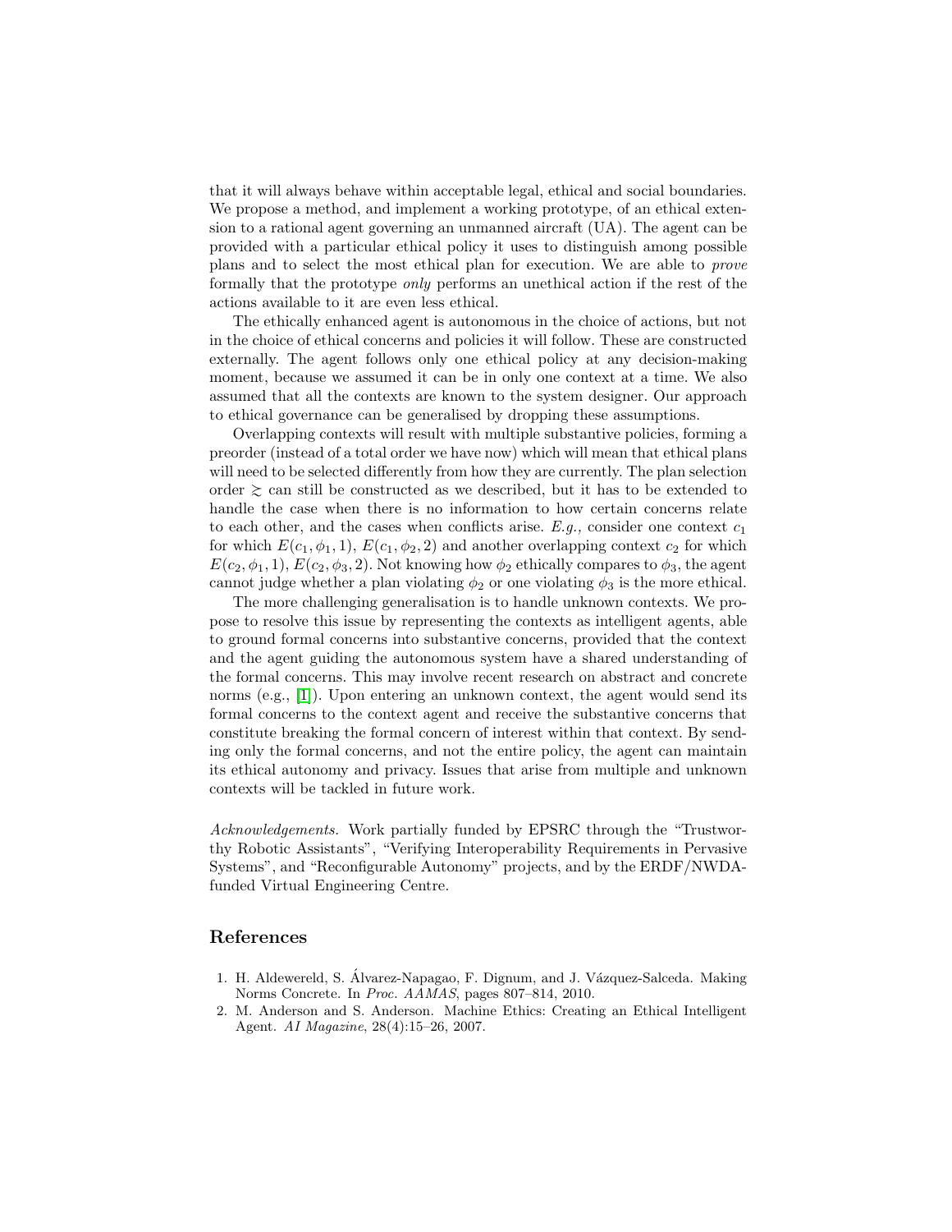that it will always behave within acceptable legal, ethical and social boundaries. We propose a method, and implement a working prototype, of an ethical extension to a rational agent governing an unmanned aircraft (UA). The agent can be provided with a particular ethical policy it uses to distinguish among possible plans and to select the most ethical plan for execution. We are able to *prove* formally that the prototype *only* performs an unethical action if the rest of the actions available to it are even less ethical.

The ethically enhanced agent is autonomous in the choice of actions, but not in the choice of ethical concerns and policies it will follow. These are constructed externally. The agent follows only one ethical policy at any decision-making moment, because we assumed it can be in only one context at a time. We also assumed that all the contexts are known to the system designer. Our approach to ethical governance can be generalised by dropping these assumptions.

Overlapping contexts will result with multiple substantive policies, forming a preorder (instead of a total order we have now) which will mean that ethical plans will need to be selected differently from how they are currently. The plan selection order $\gtrsim$ can still be constructed as we described, but it has to be extended to handle the case when there is no information to how certain concerns relate to each other, and the cases when conflicts arise. *E.g.,* consider one context $c_1$ for which $E(c_1, \phi_1, 1)$, $E(c_1, \phi_2, 2)$ and another overlapping context $c_2$ for which $E(c_2, \phi_1, 1)$, $E(c_2, \phi_3, 2)$. Not knowing how $\phi_2$ ethically compares to $\phi_3$, the agent cannot judge whether a plan violating $\phi_2$ or one violating $\phi_3$ is the more ethical.

The more challenging generalisation is to handle unknown contexts. We propose to resolve this issue by representing the contexts as intelligent agents, able to ground formal concerns into substantive concerns, provided that the context and the agent guiding the autonomous system have a shared understanding of the formal concerns. This may involve recent research on abstract and concrete norms (e.g., [1]). Upon entering an unknown context, the agent would send its formal concerns to the context agent and receive the substantive concerns that constitute breaking the formal concern of interest within that context. By sending only the formal concerns, and not the entire policy, the agent can maintain its ethical autonomy and privacy. Issues that arise from multiple and unknown contexts will be tackled in future work.

*Acknowledgements.* Work partially funded by EPSRC through the "Trustworthy Robotic Assistants", "Verifying Interoperability Requirements in Pervasive Systems", and "Reconfigurable Autonomy" projects, and by the ERDF/NWDA-funded Virtual Engineering Centre.

## References

1. H. Aldewereld, S. Álvarez-Napagao, F. Dignum, and J. Vázquez-Salceda. Making Norms Concrete. In *Proc. AAMAS*, pages 807–814, 2010.
2. M. Anderson and S. Anderson. Machine Ethics: Creating an Ethical Intelligent Agent. *AI Magazine*, 28(4):15–26, 2007.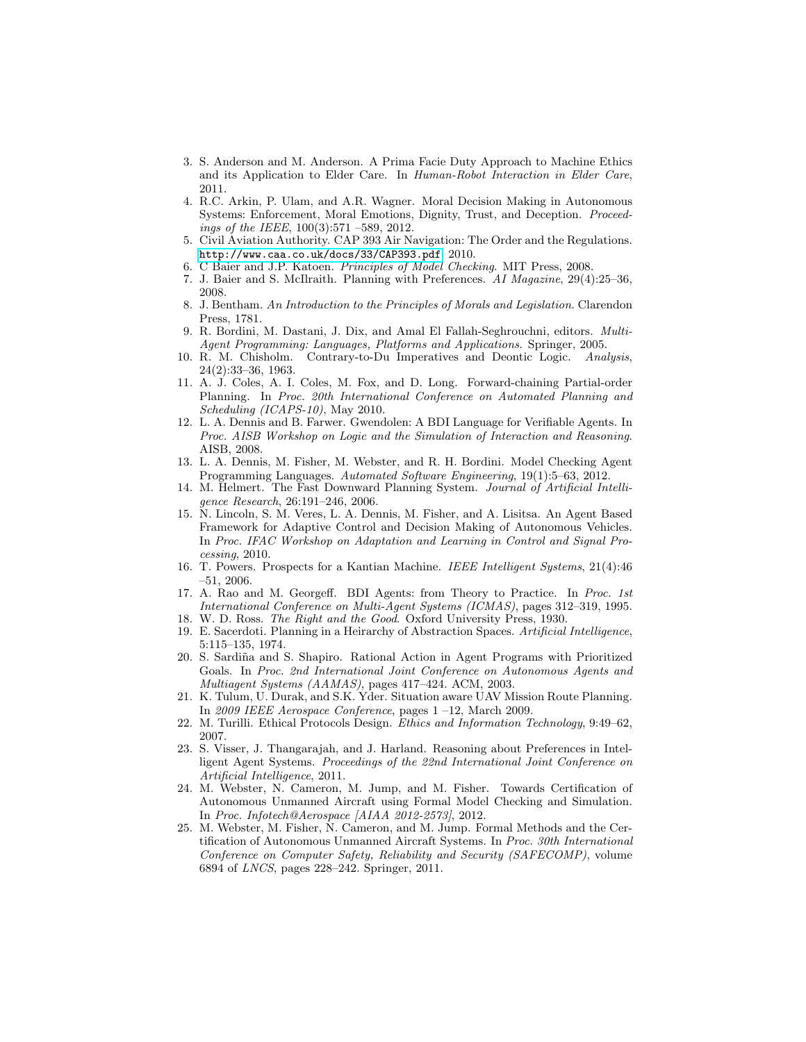3. S. Anderson and M. Anderson. A Prima Facie Duty Approach to Machine Ethics and its Application to Elder Care. In *Human-Robot Interaction in Elder Care*, 2011.
4. R.C. Arkin, P. Ulam, and A.R. Wagner. Moral Decision Making in Autonomous Systems: Enforcement, Moral Emotions, Dignity, Trust, and Deception. *Proceedings of the IEEE*, 100(3):571 –589, 2012.
5. Civil Aviation Authority. CAP 393 Air Navigation: The Order and the Regulations. http://www.caa.co.uk/docs/33/CAP393.pdf, 2010.
6. C Baier and J.P. Katoen. *Principles of Model Checking*. MIT Press, 2008.
7. J. Baier and S. McIlraith. Planning with Preferences. *AI Magazine*, 29(4):25–36, 2008.
8. J. Bentham. *An Introduction to the Principles of Morals and Legislation*. Clarendon Press, 1781.
9. R. Bordini, M. Dastani, J. Dix, and Amal El Fallah-Seghrouchni, editors. *Multi-Agent Programming: Languages, Platforms and Applications*. Springer, 2005.
10. R. M. Chisholm. Contrary-to-Du Imperatives and Deontic Logic. *Analysis*, 24(2):33–36, 1963.
11. A. J. Coles, A. I. Coles, M. Fox, and D. Long. Forward-chaining Partial-order Planning. In *Proc. 20th International Conference on Automated Planning and Scheduling (ICAPS-10)*, May 2010.
12. L. A. Dennis and B. Farwer. Gwendolen: A BDI Language for Verifiable Agents. In *Proc. AISB Workshop on Logic and the Simulation of Interaction and Reasoning*. AISB, 2008.
13. L. A. Dennis, M. Fisher, M. Webster, and R. H. Bordini. Model Checking Agent Programming Languages. *Automated Software Engineering*, 19(1):5–63, 2012.
14. M. Helmert. The Fast Downward Planning System. *Journal of Artificial Intelligence Research*, 26:191–246, 2006.
15. N. Lincoln, S. M. Veres, L. A. Dennis, M. Fisher, and A. Lisitsa. An Agent Based Framework for Adaptive Control and Decision Making of Autonomous Vehicles. In *Proc. IFAC Workshop on Adaptation and Learning in Control and Signal Processing*, 2010.
16. T. Powers. Prospects for a Kantian Machine. *IEEE Intelligent Systems*, 21(4):46 –51, 2006.
17. A. Rao and M. Georgeff. BDI Agents: from Theory to Practice. In *Proc. 1st International Conference on Multi-Agent Systems (ICMAS)*, pages 312–319, 1995.
18. W. D. Ross. *The Right and the Good*. Oxford University Press, 1930.
19. E. Sacerdoti. Planning in a Heirarchy of Abstraction Spaces. *Artificial Intelligence*, 5:115–135, 1974.
20. S. Sardiña and S. Shapiro. Rational Action in Agent Programs with Prioritized Goals. In *Proc. 2nd International Joint Conference on Autonomous Agents and Multiagent Systems (AAMAS)*, pages 417–424. ACM, 2003.
21. K. Tulum, U. Durak, and S.K. Yder. Situation aware UAV Mission Route Planning. In *2009 IEEE Aerospace Conference*, pages 1 –12, March 2009.
22. M. Turilli. Ethical Protocols Design. *Ethics and Information Technology*, 9:49–62, 2007.
23. S. Visser, J. Thangarajah, and J. Harland. Reasoning about Preferences in Intelligent Agent Systems. *Proceedings of the 22nd International Joint Conference on Artificial Intelligence*, 2011.
24. M. Webster, N. Cameron, M. Jump, and M. Fisher. Towards Certification of Autonomous Unmanned Aircraft using Formal Model Checking and Simulation. In *Proc. Infotech@Aerospace [AIAA 2012-2573]*, 2012.
25. M. Webster, M. Fisher, N. Cameron, and M. Jump. Formal Methods and the Certification of Autonomous Unmanned Aircraft Systems. In *Proc. 30th International Conference on Computer Safety, Reliability and Security (SAFECOMP)*, volume 6894 of *LNCS*, pages 228–242. Springer, 2011.